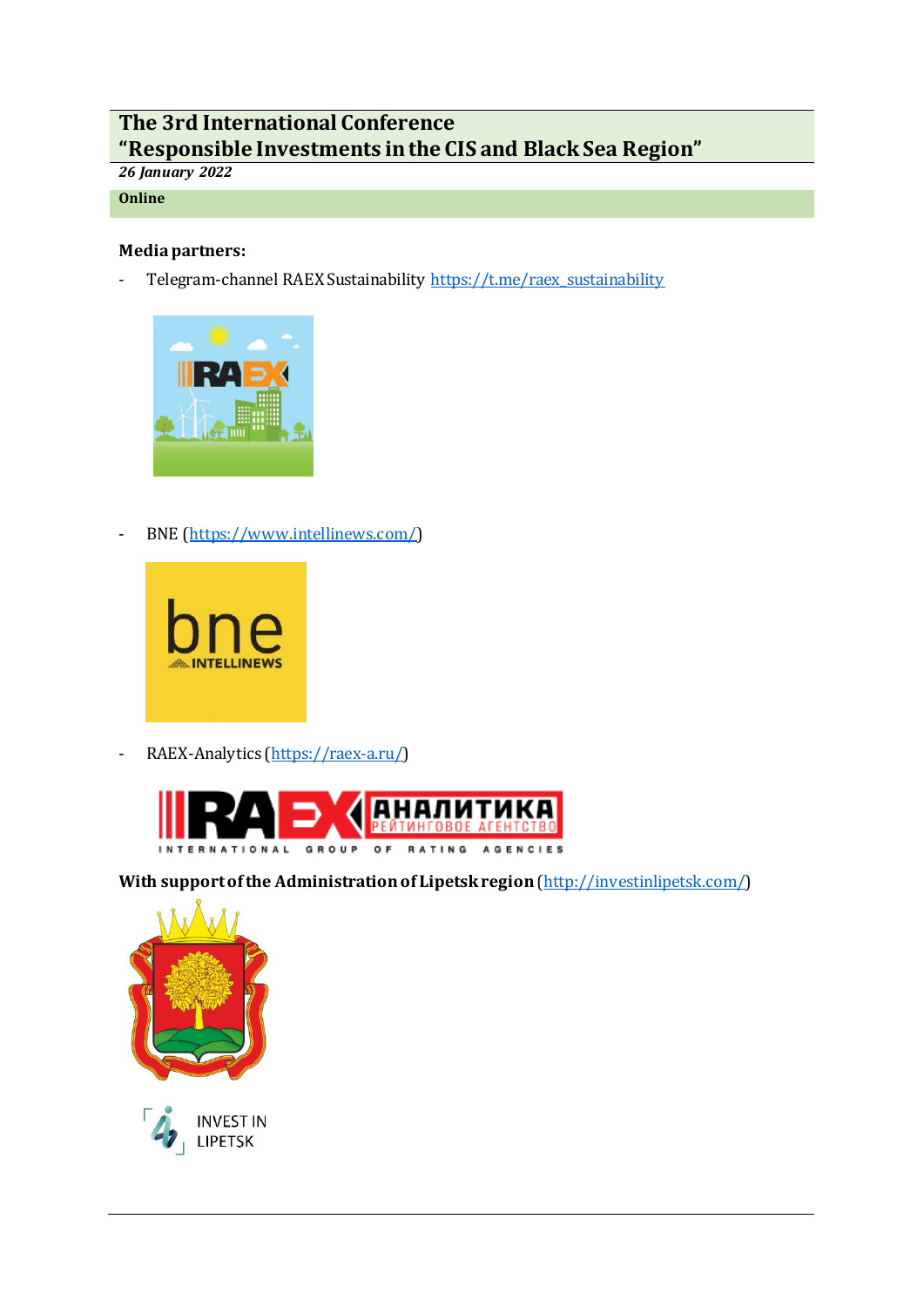# The 3rd International Conference
# "Responsible Investments in the CIS and Black Sea Region"

*26 January 2022*

**Online**

**Media partners:**

- Telegram-channel RAEX Sustainability https://t.me/raex_sustainability

- BNE (https://www.intellinews.com/)

- RAEX-Analytics (https://raex-a.ru/)

**With support of the Administration of Lipetsk region** (http://investinlipetsk.com/)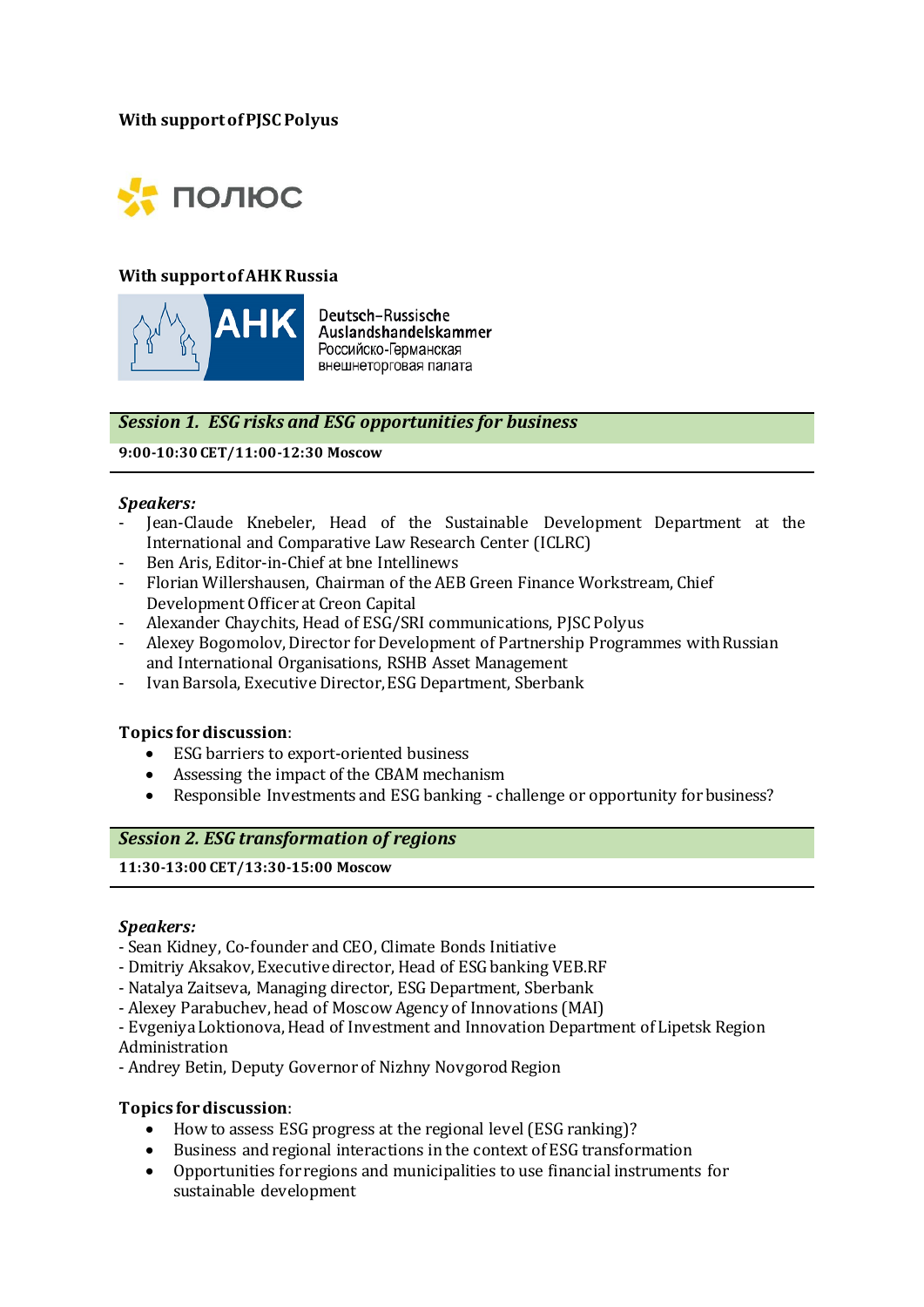**With support of PJSC Polyus**

**With support of AHK Russia**

Deutsch-Russische Auslandshandelskammer
Российско-Германская внешнеторговая палата

## *Session 1. ESG risks and ESG opportunities for business*

**9:00-10:30 CET/11:00-12:30 Moscow**

***Speakers:***

- Jean-Claude Knebeler, Head of the Sustainable Development Department at the International and Comparative Law Research Center (ICLRC)
- Ben Aris, Editor-in-Chief at bne Intellinews
- Florian Willershausen, Chairman of the AEB Green Finance Workstream, Chief Development Officer at Creon Capital
- Alexander Chaychits, Head of ESG/SRI communications, PJSC Polyus
- Alexey Bogomolov, Director for Development of Partnership Programmes with Russian and International Organisations, RSHB Asset Management
- Ivan Barsola, Executive Director, ESG Department, Sberbank

**Topics for discussion**:

- ESG barriers to export-oriented business
- Assessing the impact of the CBAM mechanism
- Responsible Investments and ESG banking - challenge or opportunity for business?

## *Session 2. ESG transformation of regions*

**11:30-13:00 CET/13:30-15:00 Moscow**

***Speakers:***

- Sean Kidney, Co-founder and CEO, Climate Bonds Initiative
- Dmitriy Aksakov, Executive director, Head of ESG banking VEB.RF
- Natalya Zaitseva, Managing director, ESG Department, Sberbank
- Alexey Parabuchev, head of Moscow Agency of Innovations (MAI)
- Evgeniya Loktionova, Head of Investment and Innovation Department of Lipetsk Region Administration
- Andrey Betin, Deputy Governor of Nizhny Novgorod Region

**Topics for discussion**:

- How to assess ESG progress at the regional level (ESG ranking)?
- Business and regional interactions in the context of ESG transformation
- Opportunities for regions and municipalities to use financial instruments for sustainable development